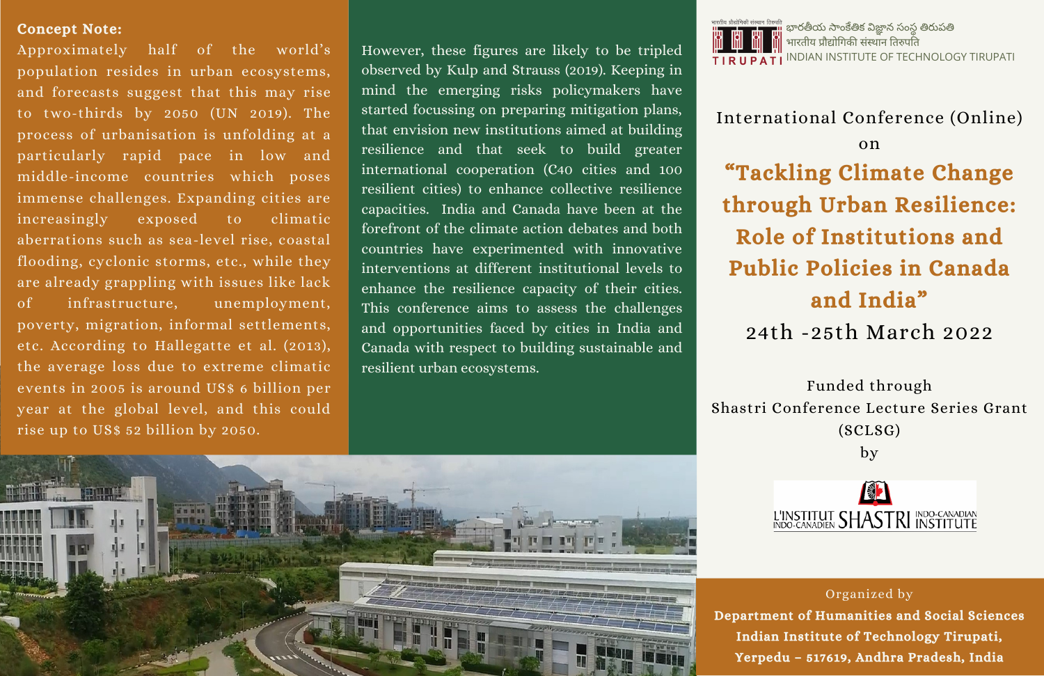**Concept Note:**

Approximately half of the world's population resides in urban ecosystems, and forecasts suggest that this may rise to two-thirds by 2050 (UN 2019). The process of urbanisation is unfolding at a particularly rapid pace in low and middle-income countries which poses immense challenges. Expanding cities are increasingly exposed to climatic aberrations such as sea-level rise, coastal flooding, cyclonic storms, etc., while they are already grappling with issues like lack of infrastructure, unemployment, poverty, migration, informal settlements, etc. According to Hallegatte et al. (2013), the average loss due to extreme climatic events in 2005 is around US$ 6 billion per year at the global level, and this could rise up to US$ 52 billion by 2050.

However, these figures are likely to be tripled observed by Kulp and Strauss (2019). Keeping in mind the emerging risks policymakers have started focussing on preparing mitigation plans, that envision new institutions aimed at building resilience and that seek to build greater international cooperation (C40 cities and 100 resilient cities) to enhance collective resilience capacities. India and Canada have been at the forefront of the climate action debates and both countries have experimented with innovative interventions at different institutional levels to enhance the resilience capacity of their cities. This conference aims to assess the challenges and opportunities faced by cities in India and Canada with respect to building sustainable and resilient urban ecosystems.

భారతీయ సాంకేతిక విజ్ఞాన సంస్థ తిరుపతి
भारतीय प्रौद्योगिकी संस्थान तिरुपति
INDIAN INSTITUTE OF TECHNOLOGY TIRUPATI

International Conference (Online)
on

# "Tackling Climate Change through Urban Resilience: Role of Institutions and Public Policies in Canada and India"

24th -25th March 2022

Funded through
Shastri Conference Lecture Series Grant (SCLSG)
by

L'INSTITUT INDO-CANADIEN SHASTRI INDO-CANADIAN INSTITUTE

Organized by

**Department of Humanities and Social Sciences**
**Indian Institute of Technology Tirupati,**
**Yerpedu – 517619, Andhra Pradesh, India**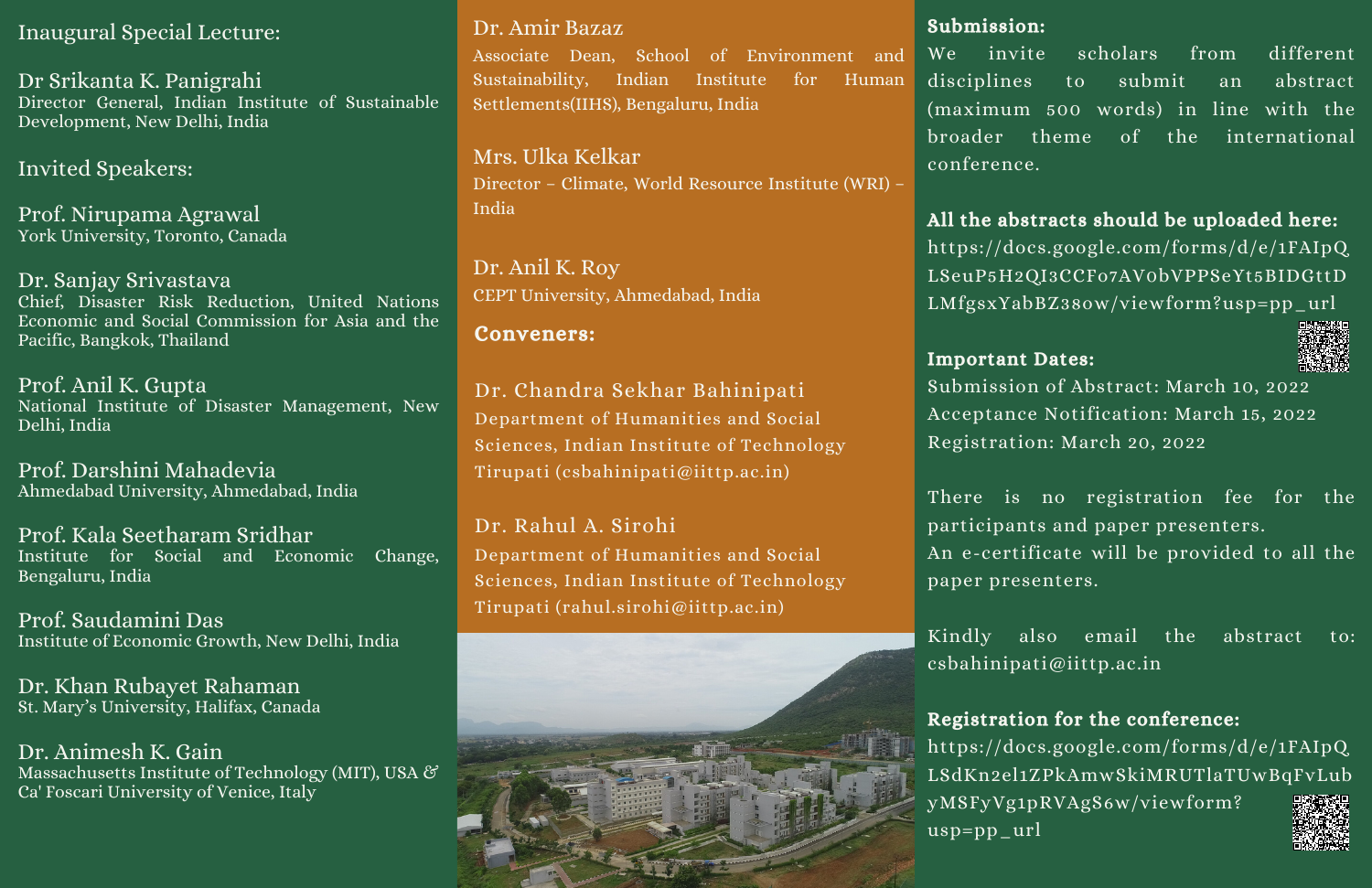Inaugural Special Lecture:

Dr Srikanta K. Panigrahi
Director General, Indian Institute of Sustainable Development, New Delhi, India

Invited Speakers:

Prof. Nirupama Agrawal
York University, Toronto, Canada

Dr. Sanjay Srivastava
Chief, Disaster Risk Reduction, United Nations Economic and Social Commission for Asia and the Pacific, Bangkok, Thailand

Prof. Anil K. Gupta
National Institute of Disaster Management, New Delhi, India

Prof. Darshini Mahadevia
Ahmedabad University, Ahmedabad, India

Prof. Kala Seetharam Sridhar
Institute for Social and Economic Change, Bengaluru, India

Prof. Saudamini Das
Institute of Economic Growth, New Delhi, India

Dr. Khan Rubayet Rahaman
St. Mary's University, Halifax, Canada

Dr. Animesh K. Gain
Massachusetts Institute of Technology (MIT), USA & Ca' Foscari University of Venice, Italy

Dr. Amir Bazaz
Associate Dean, School of Environment and Sustainability, Indian Institute for Human Settlements(IIHS), Bengaluru, India

Mrs. Ulka Kelkar
Director – Climate, World Resource Institute (WRI) – India

Dr. Anil K. Roy
CEPT University, Ahmedabad, India

**Conveners:**

Dr. Chandra Sekhar Bahinipati
Department of Humanities and Social Sciences, Indian Institute of Technology Tirupati (csbahinipati@iittp.ac.in)

Dr. Rahul A. Sirohi
Department of Humanities and Social Sciences, Indian Institute of Technology Tirupati (rahul.sirohi@iittp.ac.in)

**Submission:**
We invite scholars from different disciplines to submit an abstract (maximum 500 words) in line with the broader theme of the international conference.

**All the abstracts should be uploaded here:**
https://docs.google.com/forms/d/e/1FAIpQLSeuP5H2QI3CCFo7AV0bVPPSeYt5BIDGttDLMfgsxYabBZ38ow/viewform?usp=pp_url

**Important Dates:**
Submission of Abstract: March 10, 2022
Acceptance Notification: March 15, 2022
Registration: March 20, 2022

There is no registration fee for the participants and paper presenters.
An e-certificate will be provided to all the paper presenters.

Kindly also email the abstract to: csbahinipati@iittp.ac.in

**Registration for the conference:**
https://docs.google.com/forms/d/e/1FAIpQLSdKn2el1ZPkAmwSkiMRUTlaTUwBqFvLubyMSFyVg1pRVAgS6w/viewform?usp=pp_url